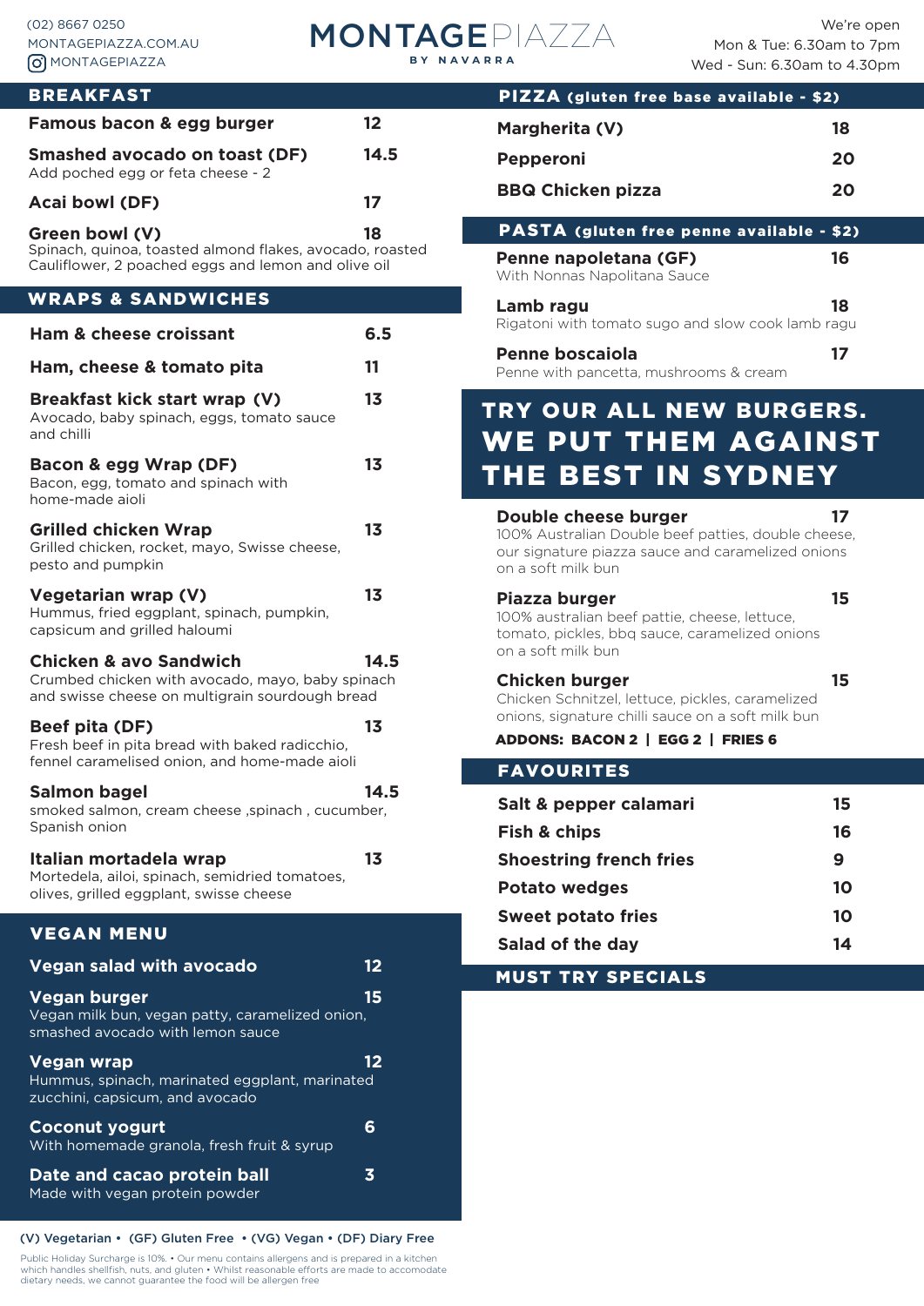(02) 8667 0250
MONTAGEPIAZZA.COM.AU
MONTAGEPIAZZA

# MONTAGEPIAZZA
BY NAVARRA

We're open
Mon & Tue: 6.30am to 7pm
Wed - Sun: 6.30am to 4.30pm

## BREAKFAST

**Famous bacon & egg burger** 12

**Smashed avocado on toast (DF)** 14.5
Add poched egg or feta cheese - 2

**Acai bowl (DF)** 17

**Green bowl (V)** 18
Spinach, quinoa, toasted almond flakes, avocado, roasted Cauliflower, 2 poached eggs and lemon and olive oil

## WRAPS & SANDWICHES

**Ham & cheese croissant** 6.5

**Ham, cheese & tomato pita** 11

**Breakfast kick start wrap (V)** 13
Avocado, baby spinach, eggs, tomato sauce and chilli

**Bacon & egg Wrap (DF)** 13
Bacon, egg, tomato and spinach with home-made aioli

**Grilled chicken Wrap** 13
Grilled chicken, rocket, mayo, Swisse cheese, pesto and pumpkin

**Vegetarian wrap (V)** 13
Hummus, fried eggplant, spinach, pumpkin, capsicum and grilled haloumi

**Chicken & avo Sandwich** 14.5
Crumbed chicken with avocado, mayo, baby spinach and swisse cheese on multigrain sourdough bread

**Beef pita (DF)** 13
Fresh beef in pita bread with baked radicchio, fennel caramelised onion, and home-made aioli

**Salmon bagel** 14.5
smoked salmon, cream cheese ,spinach , cucumber, Spanish onion

**Italian mortadela wrap** 13
Mortedela, ailoi, spinach, semidried tomatoes, olives, grilled eggplant, swisse cheese

## VEGAN MENU

**Vegan salad with avocado** 12

**Vegan burger** 15
Vegan milk bun, vegan patty, caramelized onion, smashed avocado with lemon sauce

**Vegan wrap** 12
Hummus, spinach, marinated eggplant, marinated zucchini, capsicum, and avocado

**Coconut yogurt** 6
With homemade granola, fresh fruit & syrup

**Date and cacao protein ball** 3
Made with vegan protein powder

## PIZZA (gluten free base available - $2)

**Margherita (V)** 18

**Pepperoni** 20

**BBQ Chicken pizza** 20

## PASTA (gluten free penne available - $2)

**Penne napoletana (GF)** 16
With Nonnas Napolitana Sauce

**Lamb ragu** 18
Rigatoni with tomato sugo and slow cook lamb ragu

**Penne boscaiola** 17
Penne with pancetta, mushrooms & cream

## TRY OUR ALL NEW BURGERS. WE PUT THEM AGAINST THE BEST IN SYDNEY

**Double cheese burger** 17
100% Australian Double beef patties, double cheese, our signature piazza sauce and caramelized onions on a soft milk bun

**Piazza burger** 15
100% australian beef pattie, cheese, lettuce, tomato, pickles, bbq sauce, caramelized onions on a soft milk bun

**Chicken burger** 15
Chicken Schnitzel, lettuce, pickles, caramelized onions, signature chilli sauce on a soft milk bun

**ADDONS: BACON 2 | EGG 2 | FRIES 6**

## FAVOURITES

**Salt & pepper calamari** 15

**Fish & chips** 16

**Shoestring french fries** 9

**Potato wedges** 10

**Sweet potato fries** 10

**Salad of the day** 14

## MUST TRY SPECIALS

(V) Vegetarian • (GF) Gluten Free • (VG) Vegan • (DF) Diary Free

Public Holiday Surcharge is 10%. • Our menu contains allergens and is prepared in a kitchen which handles shellfish, nuts, and gluten • Whilst reasonable efforts are made to accomodate dietary needs, we cannot guarantee the food will be allergen free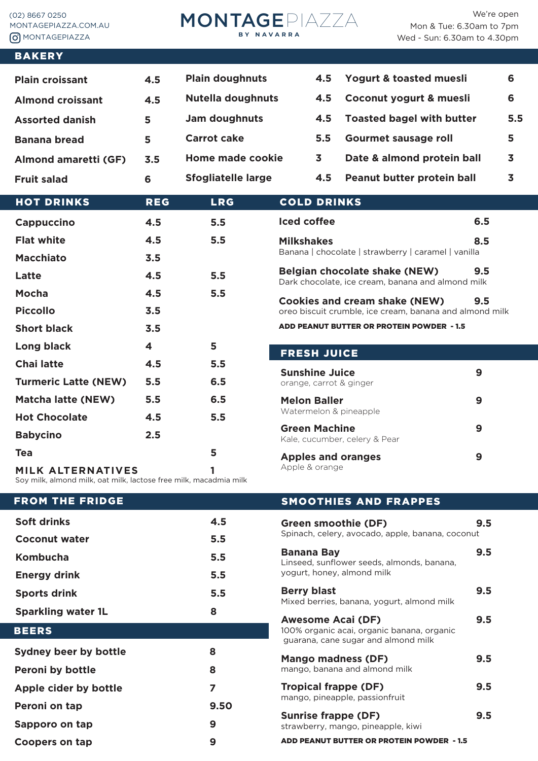(02) 8667 0250
MONTAGEPIAZZA.COM.AU
MONTAGEPIAZZA

# MONTAGEPIAZZA
BY NAVARRA

We're open
Mon & Tue: 6.30am to 7pm
Wed - Sun: 6.30am to 4.30pm

## BAKERY

| | |
|---|---|
| **Plain croissant** | 4.5 |
| **Almond croissant** | 4.5 |
| **Assorted danish** | 5 |
| **Banana bread** | 5 |
| **Almond amaretti (GF)** | 3.5 |
| **Fruit salad** | 6 |
| **Plain doughnuts** | 4.5 |
| **Nutella doughnuts** | 4.5 |
| **Jam doughnuts** | 4.5 |
| **Carrot cake** | 5.5 |
| **Home made cookie** | 3 |
| **Sfogliatelle large** | 4.5 |
| **Yogurt & toasted muesli** | 6 |
| **Coconut yogurt & muesli** | 6 |
| **Toasted bagel with butter** | 5.5 |
| **Gourmet sausage roll** | 5 |
| **Date & almond protein ball** | 3 |
| **Peanut butter protein ball** | 3 |

## HOT DRINKS

| HOT DRINKS | REG | LRG |
|---|---|---|
| **Cappuccino** | 4.5 | 5.5 |
| **Flat white** | 4.5 | 5.5 |
| **Macchiato** | 3.5 | |
| **Latte** | 4.5 | 5.5 |
| **Mocha** | 4.5 | 5.5 |
| **Piccollo** | 3.5 | |
| **Short black** | 3.5 | |
| **Long black** | 4 | 5 |
| **Chai latte** | 4.5 | 5.5 |
| **Turmeric Latte (NEW)** | 5.5 | 6.5 |
| **Matcha latte (NEW)** | 5.5 | 6.5 |
| **Hot Chocolate** | 4.5 | 5.5 |
| **Babycino** | 2.5 | |
| **Tea** | | 5 |
| **MILK ALTERNATIVES** | | 1 |

Soy milk, almond milk, oat milk, lactose free milk, macadmia milk

## COLD DRINKS

**Iced coffee** 6.5

**Milkshakes** 8.5
Banana | chocolate | strawberry | caramel | vanilla

**Belgian chocolate shake (NEW)** 9.5
Dark chocolate, ice cream, banana and almond milk

**Cookies and cream shake (NEW)** 9.5
oreo biscuit crumble, ice cream, banana and almond milk

**ADD PEANUT BUTTER OR PROTEIN POWDER - 1.5**

## FRESH JUICE

**Sunshine Juice** 9
orange, carrot & ginger

**Melon Baller** 9
Watermelon & pineapple

**Green Machine** 9
Kale, cucumber, celery & Pear

**Apples and oranges** 9
Apple & orange

## FROM THE FRIDGE

| | |
|---|---|
| **Soft drinks** | 4.5 |
| **Coconut water** | 5.5 |
| **Kombucha** | 5.5 |
| **Energy drink** | 5.5 |
| **Sports drink** | 5.5 |
| **Sparkling water 1L** | 8 |

## BEERS

| | |
|---|---|
| **Sydney beer by bottle** | 8 |
| **Peroni by bottle** | 8 |
| **Apple cider by bottle** | 7 |
| **Peroni on tap** | 9.50 |
| **Sapporo on tap** | 9 |
| **Coopers on tap** | 9 |

## SMOOTHIES AND FRAPPES

**Green smoothie (DF)** 9.5
Spinach, celery, avocado, apple, banana, coconut

**Banana Bay** 9.5
Linseed, sunflower seeds, almonds, banana, yogurt, honey, almond milk

**Berry blast** 9.5
Mixed berries, banana, yogurt, almond milk

**Awesome Acai (DF)** 9.5
100% organic acai, organic banana, organic guarana, cane sugar and almond milk

**Mango madness (DF)** 9.5
mango, banana and almond milk

**Tropical frappe (DF)** 9.5
mango, pineapple, passionfruit

**Sunrise frappe (DF)** 9.5
strawberry, mango, pineapple, kiwi

**ADD PEANUT BUTTER OR PROTEIN POWDER - 1.5**